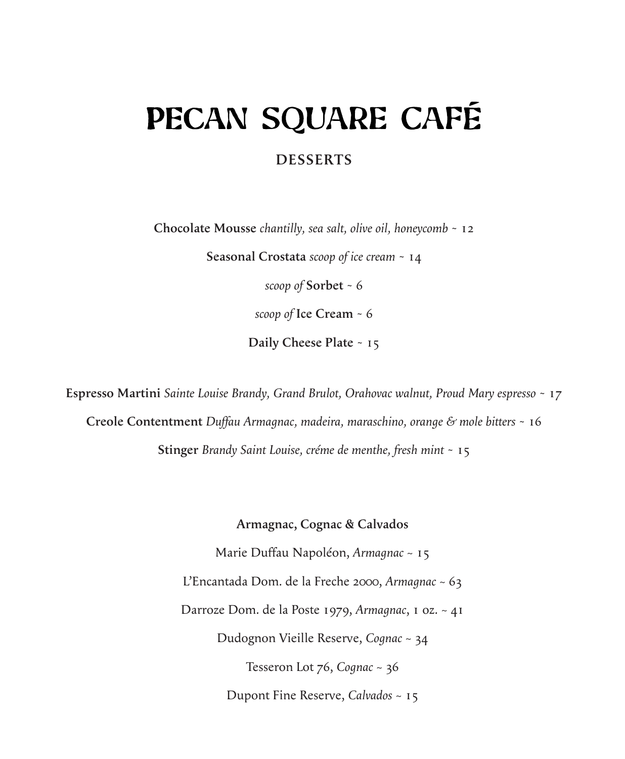# PECAN SQUARE CAFÉ

## DESSERTS

**Chocolate Mousse** *chantilly, sea salt, olive oil, honeycomb* ~ 12

**Seasonal Crostata** *scoop of ice cream* ~ 14

*scoop of* **Sorbet** ~ 6

*scoop of* **Ice Cream** ~ 6

**Daily Cheese Plate** ~ 15

**Espresso Martini** *Sainte Louise Brandy, Grand Brulot, Orahovac walnut, Proud Mary espresso* ~ 17

**Creole Contentment** *Duffau Armagnac, madeira, maraschino, orange & mole bitters* ~ 16

**Stinger** *Brandy Saint Louise, créme de menthe, fresh mint* ~ 15

### Armagnac, Cognac & Calvados

Marie Duffau Napoléon, *Armagnac* ~ 15

L'Encantada Dom. de la Freche 2000, *Armagnac* ~ 63

Darroze Dom. de la Poste 1979, *Armagnac*, 1 oz. ~ 41

Dudognon Vieille Reserve, *Cognac* ~ 34

Tesseron Lot 76, *Cognac* ~ 36

Dupont Fine Reserve, *Calvados* ~ 15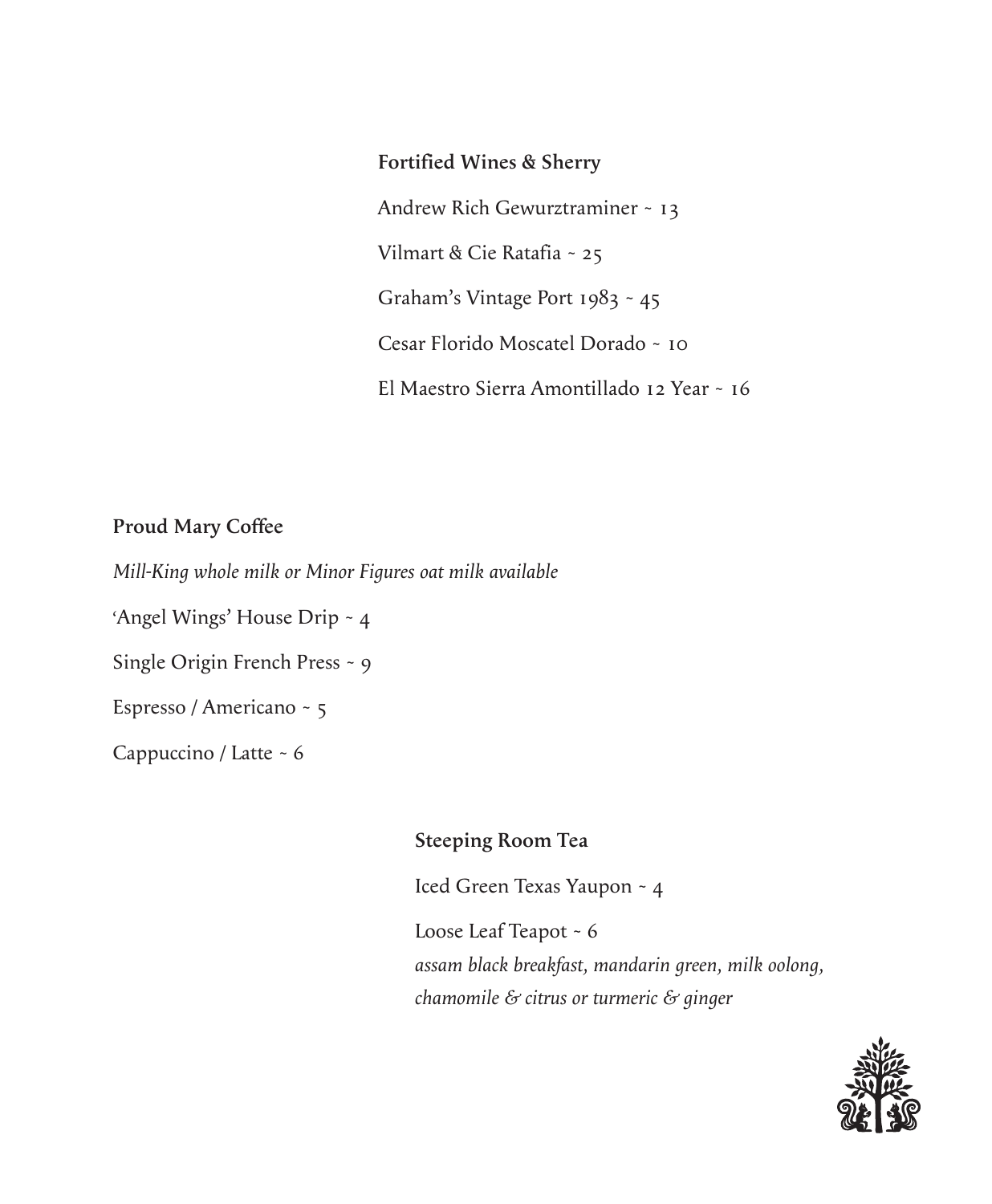## Fortified Wines & Sherry

Andrew Rich Gewurztraminer ~ 13

Vilmart & Cie Ratafia ~ 25

Graham's Vintage Port 1983 ~ 45

Cesar Florido Moscatel Dorado ~ 10

El Maestro Sierra Amontillado 12 Year ~ 16

## Proud Mary Coffee

*Mill-King whole milk or Minor Figures oat milk available*

'Angel Wings' House Drip ~ 4

Single Origin French Press ~ 9

Espresso / Americano ~ 5

Cappuccino / Latte ~ 6

## Steeping Room Tea

Iced Green Texas Yaupon ~ 4

Loose Leaf Teapot ~ 6
*assam black breakfast, mandarin green, milk oolong, chamomile & citrus or turmeric & ginger*